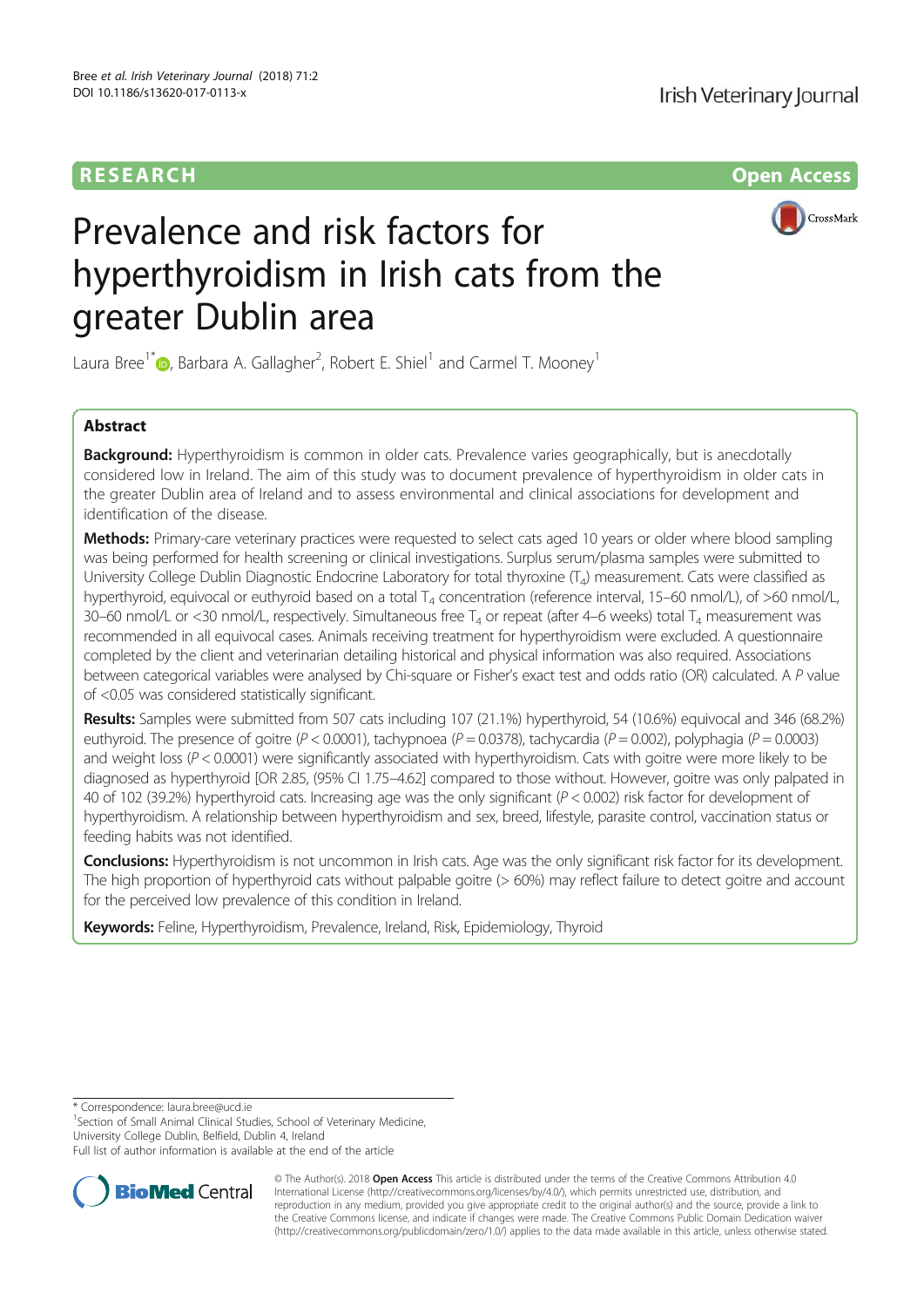RESEARCH Open Access

# Prevalence and risk factors for hyperthyroidism in Irish cats from the greater Dublin area

Laura Bree[1*], Barbara A. Gallagher[2], Robert E. Shiel[1] and Carmel T. Mooney[1]

## Abstract

**Background:** Hyperthyroidism is common in older cats. Prevalence varies geographically, but is anecdotally considered low in Ireland. The aim of this study was to document prevalence of hyperthyroidism in older cats in the greater Dublin area of Ireland and to assess environmental and clinical associations for development and identification of the disease.

**Methods:** Primary-care veterinary practices were requested to select cats aged 10 years or older where blood sampling was being performed for health screening or clinical investigations. Surplus serum/plasma samples were submitted to University College Dublin Diagnostic Endocrine Laboratory for total thyroxine ($T_4$) measurement. Cats were classified as hyperthyroid, equivocal or euthyroid based on a total $T_4$ concentration (reference interval, 15–60 nmol/L), of >60 nmol/L, 30–60 nmol/L or <30 nmol/L, respectively. Simultaneous free $T_4$ or repeat (after 4–6 weeks) total $T_4$ measurement was recommended in all equivocal cases. Animals receiving treatment for hyperthyroidism were excluded. A questionnaire completed by the client and veterinarian detailing historical and physical information was also required. Associations between categorical variables were analysed by Chi-square or Fisher's exact test and odds ratio (OR) calculated. A *P* value of <0.05 was considered statistically significant.

**Results:** Samples were submitted from 507 cats including 107 (21.1%) hyperthyroid, 54 (10.6%) equivocal and 346 (68.2%) euthyroid. The presence of goitre ($P < 0.0001$), tachypnoea ($P = 0.0378$), tachycardia ($P = 0.002$), polyphagia ($P = 0.0003$) and weight loss ($P < 0.0001$) were significantly associated with hyperthyroidism. Cats with goitre were more likely to be diagnosed as hyperthyroid [OR 2.85, (95% CI 1.75–4.62] compared to those without. However, goitre was only palpated in 40 of 102 (39.2%) hyperthyroid cats. Increasing age was the only significant ($P < 0.002$) risk factor for development of hyperthyroidism. A relationship between hyperthyroidism and sex, breed, lifestyle, parasite control, vaccination status or feeding habits was not identified.

**Conclusions:** Hyperthyroidism is not uncommon in Irish cats. Age was the only significant risk factor for its development. The high proportion of hyperthyroid cats without palpable goitre (> 60%) may reflect failure to detect goitre and account for the perceived low prevalence of this condition in Ireland.

**Keywords:** Feline, Hyperthyroidism, Prevalence, Ireland, Risk, Epidemiology, Thyroid

\* Correspondence: laura.bree@ucd.ie
[1]Section of Small Animal Clinical Studies, School of Veterinary Medicine, University College Dublin, Belfield, Dublin 4, Ireland
Full list of author information is available at the end of the article

© The Author(s). 2018 **Open Access** This article is distributed under the terms of the Creative Commons Attribution 4.0 International License (http://creativecommons.org/licenses/by/4.0/), which permits unrestricted use, distribution, and reproduction in any medium, provided you give appropriate credit to the original author(s) and the source, provide a link to the Creative Commons license, and indicate if changes were made. The Creative Commons Public Domain Dedication waiver (http://creativecommons.org/publicdomain/zero/1.0/) applies to the data made available in this article, unless otherwise stated.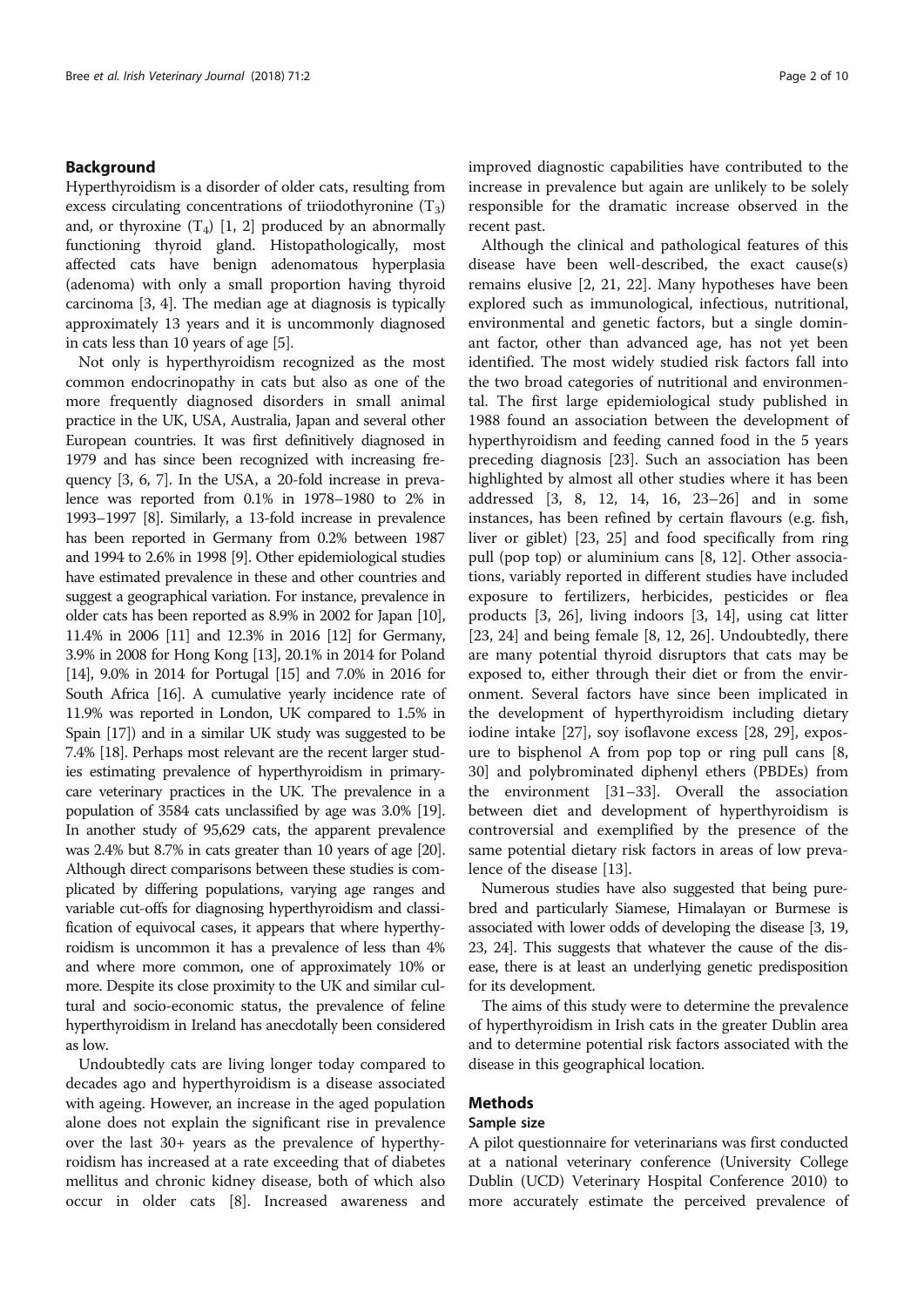## Background

Hyperthyroidism is a disorder of older cats, resulting from excess circulating concentrations of triiodothyronine ($T_3$) and, or thyroxine ($T_4$) [1, 2] produced by an abnormally functioning thyroid gland. Histopathologically, most affected cats have benign adenomatous hyperplasia (adenoma) with only a small proportion having thyroid carcinoma [3, 4]. The median age at diagnosis is typically approximately 13 years and it is uncommonly diagnosed in cats less than 10 years of age [5].

Not only is hyperthyroidism recognized as the most common endocrinopathy in cats but also as one of the more frequently diagnosed disorders in small animal practice in the UK, USA, Australia, Japan and several other European countries. It was first definitively diagnosed in 1979 and has since been recognized with increasing frequency [3, 6, 7]. In the USA, a 20-fold increase in prevalence was reported from 0.1% in 1978–1980 to 2% in 1993–1997 [8]. Similarly, a 13-fold increase in prevalence has been reported in Germany from 0.2% between 1987 and 1994 to 2.6% in 1998 [9]. Other epidemiological studies have estimated prevalence in these and other countries and suggest a geographical variation. For instance, prevalence in older cats has been reported as 8.9% in 2002 for Japan [10], 11.4% in 2006 [11] and 12.3% in 2016 [12] for Germany, 3.9% in 2008 for Hong Kong [13], 20.1% in 2014 for Poland [14], 9.0% in 2014 for Portugal [15] and 7.0% in 2016 for South Africa [16]. A cumulative yearly incidence rate of 11.9% was reported in London, UK compared to 1.5% in Spain [17]) and in a similar UK study was suggested to be 7.4% [18]. Perhaps most relevant are the recent larger studies estimating prevalence of hyperthyroidism in primary-care veterinary practices in the UK. The prevalence in a population of 3584 cats unclassified by age was 3.0% [19]. In another study of 95,629 cats, the apparent prevalence was 2.4% but 8.7% in cats greater than 10 years of age [20]. Although direct comparisons between these studies is complicated by differing populations, varying age ranges and variable cut-offs for diagnosing hyperthyroidism and classification of equivocal cases, it appears that where hyperthyroidism is uncommon it has a prevalence of less than 4% and where more common, one of approximately 10% or more. Despite its close proximity to the UK and similar cultural and socio-economic status, the prevalence of feline hyperthyroidism in Ireland has anecdotally been considered as low.

Undoubtedly cats are living longer today compared to decades ago and hyperthyroidism is a disease associated with ageing. However, an increase in the aged population alone does not explain the significant rise in prevalence over the last 30+ years as the prevalence of hyperthyroidism has increased at a rate exceeding that of diabetes mellitus and chronic kidney disease, both of which also occur in older cats [8]. Increased awareness and improved diagnostic capabilities have contributed to the increase in prevalence but again are unlikely to be solely responsible for the dramatic increase observed in the recent past.

Although the clinical and pathological features of this disease have been well-described, the exact cause(s) remains elusive [2, 21, 22]. Many hypotheses have been explored such as immunological, infectious, nutritional, environmental and genetic factors, but a single dominant factor, other than advanced age, has not yet been identified. The most widely studied risk factors fall into the two broad categories of nutritional and environmental. The first large epidemiological study published in 1988 found an association between the development of hyperthyroidism and feeding canned food in the 5 years preceding diagnosis [23]. Such an association has been highlighted by almost all other studies where it has been addressed [3, 8, 12, 14, 16, 23–26] and in some instances, has been refined by certain flavours (e.g. fish, liver or giblet) [23, 25] and food specifically from ring pull (pop top) or aluminium cans [8, 12]. Other associations, variably reported in different studies have included exposure to fertilizers, herbicides, pesticides or flea products [3, 26], living indoors [3, 14], using cat litter [23, 24] and being female [8, 12, 26]. Undoubtedly, there are many potential thyroid disruptors that cats may be exposed to, either through their diet or from the environment. Several factors have since been implicated in the development of hyperthyroidism including dietary iodine intake [27], soy isoflavone excess [28, 29], exposure to bisphenol A from pop top or ring pull cans [8, 30] and polybrominated diphenyl ethers (PBDEs) from the environment [31–33]. Overall the association between diet and development of hyperthyroidism is controversial and exemplified by the presence of the same potential dietary risk factors in areas of low prevalence of the disease [13].

Numerous studies have also suggested that being purebred and particularly Siamese, Himalayan or Burmese is associated with lower odds of developing the disease [3, 19, 23, 24]. This suggests that whatever the cause of the disease, there is at least an underlying genetic predisposition for its development.

The aims of this study were to determine the prevalence of hyperthyroidism in Irish cats in the greater Dublin area and to determine potential risk factors associated with the disease in this geographical location.

## Methods

### Sample size

A pilot questionnaire for veterinarians was first conducted at a national veterinary conference (University College Dublin (UCD) Veterinary Hospital Conference 2010) to more accurately estimate the perceived prevalence of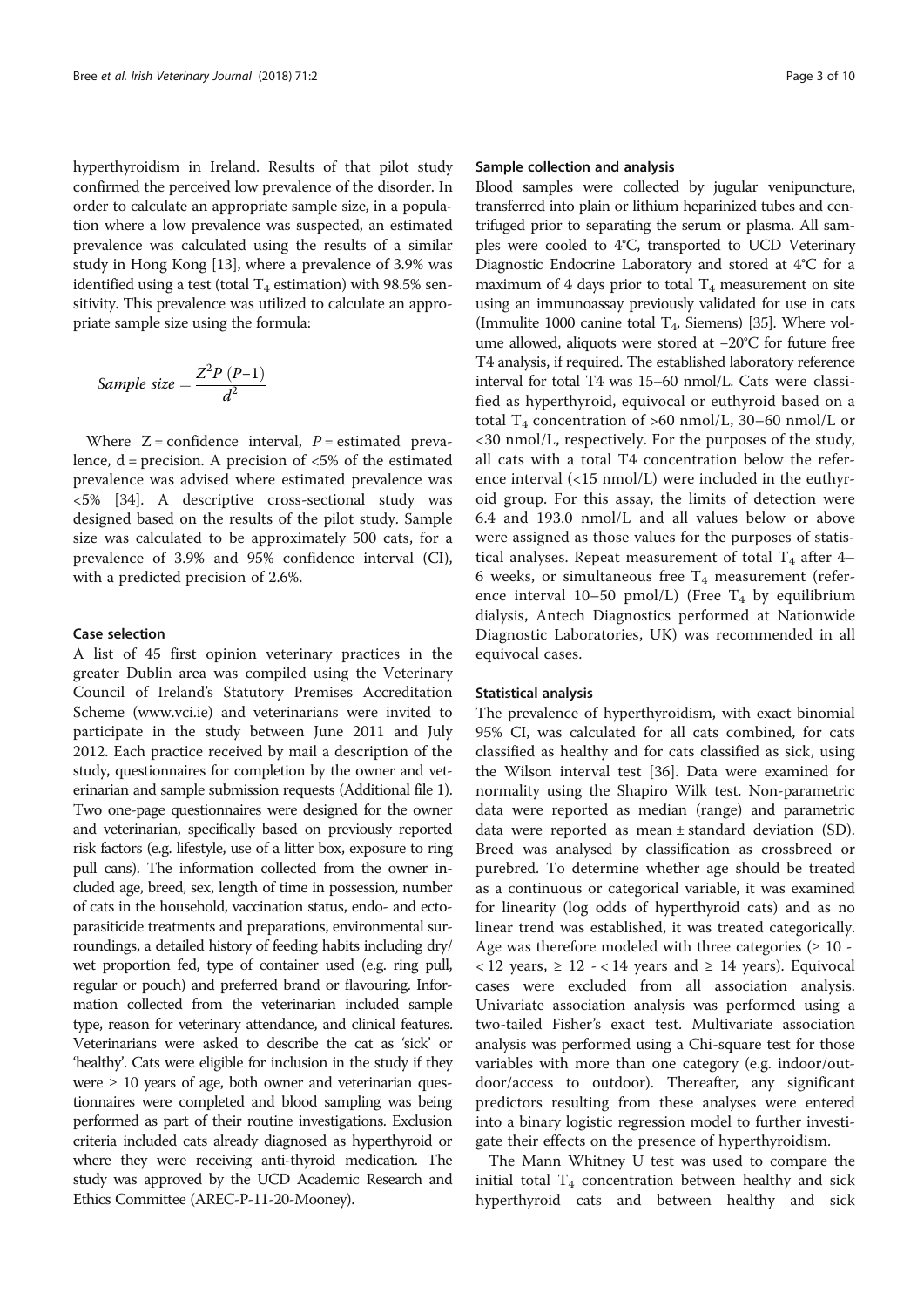hyperthyroidism in Ireland. Results of that pilot study confirmed the perceived low prevalence of the disorder. In order to calculate an appropriate sample size, in a population where a low prevalence was suspected, an estimated prevalence was calculated using the results of a similar study in Hong Kong [13], where a prevalence of 3.9% was identified using a test (total $T_4$ estimation) with 98.5% sensitivity. This prevalence was utilized to calculate an appropriate sample size using the formula:

$$Sample\ size = \frac{Z^2 P\ (P{-}1)}{d^2}$$

Where Z = confidence interval, $P$ = estimated prevalence, d = precision. A precision of <5% of the estimated prevalence was advised where estimated prevalence was <5% [34]. A descriptive cross-sectional study was designed based on the results of the pilot study. Sample size was calculated to be approximately 500 cats, for a prevalence of 3.9% and 95% confidence interval (CI), with a predicted precision of 2.6%.

### Case selection

A list of 45 first opinion veterinary practices in the greater Dublin area was compiled using the Veterinary Council of Ireland's Statutory Premises Accreditation Scheme (www.vci.ie) and veterinarians were invited to participate in the study between June 2011 and July 2012. Each practice received by mail a description of the study, questionnaires for completion by the owner and veterinarian and sample submission requests (Additional file 1). Two one-page questionnaires were designed for the owner and veterinarian, specifically based on previously reported risk factors (e.g. lifestyle, use of a litter box, exposure to ring pull cans). The information collected from the owner included age, breed, sex, length of time in possession, number of cats in the household, vaccination status, endo- and ectoparasiticide treatments and preparations, environmental surroundings, a detailed history of feeding habits including dry/wet proportion fed, type of container used (e.g. ring pull, regular or pouch) and preferred brand or flavouring. Information collected from the veterinarian included sample type, reason for veterinary attendance, and clinical features. Veterinarians were asked to describe the cat as 'sick' or 'healthy'. Cats were eligible for inclusion in the study if they were ≥ 10 years of age, both owner and veterinarian questionnaires were completed and blood sampling was being performed as part of their routine investigations. Exclusion criteria included cats already diagnosed as hyperthyroid or where they were receiving anti-thyroid medication. The study was approved by the UCD Academic Research and Ethics Committee (AREC-P-11-20-Mooney).

### Sample collection and analysis

Blood samples were collected by jugular venipuncture, transferred into plain or lithium heparinized tubes and centrifuged prior to separating the serum or plasma. All samples were cooled to 4°C, transported to UCD Veterinary Diagnostic Endocrine Laboratory and stored at 4°C for a maximum of 4 days prior to total $T_4$ measurement on site using an immunoassay previously validated for use in cats (Immulite 1000 canine total $T_4$, Siemens) [35]. Where volume allowed, aliquots were stored at −20°C for future free T4 analysis, if required. The established laboratory reference interval for total T4 was 15–60 nmol/L. Cats were classified as hyperthyroid, equivocal or euthyroid based on a total $T_4$ concentration of >60 nmol/L, 30–60 nmol/L or <30 nmol/L, respectively. For the purposes of the study, all cats with a total T4 concentration below the reference interval (<15 nmol/L) were included in the euthyroid group. For this assay, the limits of detection were 6.4 and 193.0 nmol/L and all values below or above were assigned as those values for the purposes of statistical analyses. Repeat measurement of total $T_4$ after 4–6 weeks, or simultaneous free $T_4$ measurement (reference interval 10–50 pmol/L) (Free $T_4$ by equilibrium dialysis, Antech Diagnostics performed at Nationwide Diagnostic Laboratories, UK) was recommended in all equivocal cases.

### Statistical analysis

The prevalence of hyperthyroidism, with exact binomial 95% CI, was calculated for all cats combined, for cats classified as healthy and for cats classified as sick, using the Wilson interval test [36]. Data were examined for normality using the Shapiro Wilk test. Non-parametric data were reported as median (range) and parametric data were reported as mean ± standard deviation (SD). Breed was analysed by classification as crossbreed or purebred. To determine whether age should be treated as a continuous or categorical variable, it was examined for linearity (log odds of hyperthyroid cats) and as no linear trend was established, it was treated categorically. Age was therefore modeled with three categories (≥ 10 - < 12 years, ≥ 12 - < 14 years and ≥ 14 years). Equivocal cases were excluded from all association analysis. Univariate association analysis was performed using a two-tailed Fisher's exact test. Multivariate association analysis was performed using a Chi-square test for those variables with more than one category (e.g. indoor/outdoor/access to outdoor). Thereafter, any significant predictors resulting from these analyses were entered into a binary logistic regression model to further investigate their effects on the presence of hyperthyroidism.

The Mann Whitney U test was used to compare the initial total $T_4$ concentration between healthy and sick hyperthyroid cats and between healthy and sick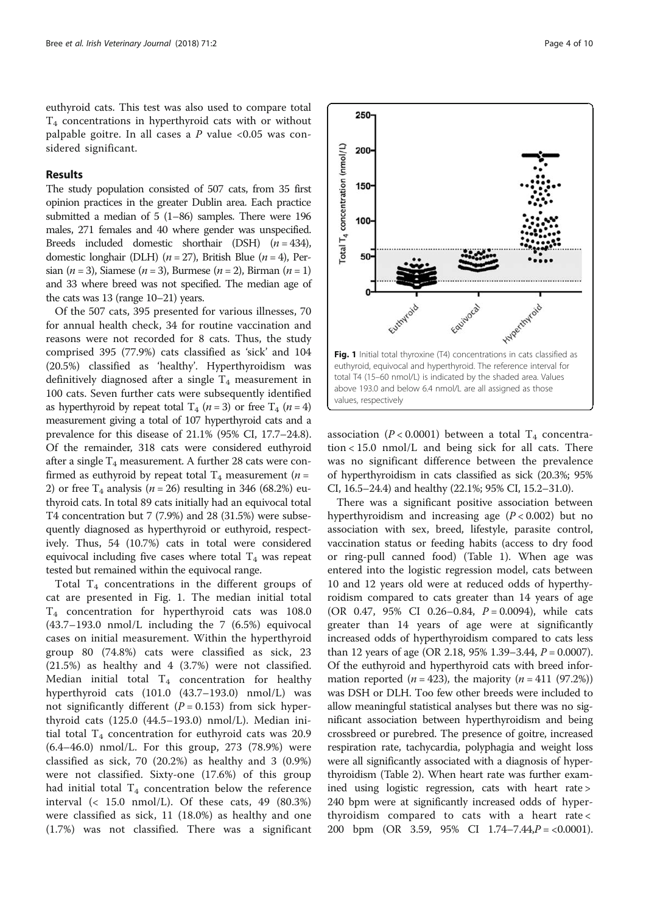euthyroid cats. This test was also used to compare total $T_4$ concentrations in hyperthyroid cats with or without palpable goitre. In all cases a $P$ value <0.05 was considered significant.

## Results

The study population consisted of 507 cats, from 35 first opinion practices in the greater Dublin area. Each practice submitted a median of 5 (1–86) samples. There were 196 males, 271 females and 40 where gender was unspecified. Breeds included domestic shorthair (DSH) ($n = 434$), domestic longhair (DLH) ($n = 27$), British Blue ($n = 4$), Persian ($n = 3$), Siamese ($n = 3$), Burmese ($n = 2$), Birman ($n = 1$) and 33 where breed was not specified. The median age of the cats was 13 (range 10–21) years.

Of the 507 cats, 395 presented for various illnesses, 70 for annual health check, 34 for routine vaccination and reasons were not recorded for 8 cats. Thus, the study comprised 395 (77.9%) cats classified as 'sick' and 104 (20.5%) classified as 'healthy'. Hyperthyroidism was definitively diagnosed after a single $T_4$ measurement in 100 cats. Seven further cats were subsequently identified as hyperthyroid by repeat total $T_4$ ($n = 3$) or free $T_4$ ($n = 4$) measurement giving a total of 107 hyperthyroid cats and a prevalence for this disease of 21.1% (95% CI, 17.7–24.8). Of the remainder, 318 cats were considered euthyroid after a single $T_4$ measurement. A further 28 cats were confirmed as euthyroid by repeat total $T_4$ measurement ($n = 2$) or free $T_4$ analysis ($n = 26$) resulting in 346 (68.2%) euthyroid cats. In total 89 cats initially had an equivocal total T4 concentration but 7 (7.9%) and 28 (31.5%) were subsequently diagnosed as hyperthyroid or euthyroid, respectively. Thus, 54 (10.7%) cats in total were considered equivocal including five cases where total $T_4$ was repeat tested but remained within the equivocal range.

Total $T_4$ concentrations in the different groups of cat are presented in Fig. 1. The median initial total $T_4$ concentration for hyperthyroid cats was 108.0 (43.7–193.0 nmol/L including the 7 (6.5%) equivocal cases on initial measurement. Within the hyperthyroid group 80 (74.8%) cats were classified as sick, 23 (21.5%) as healthy and 4 (3.7%) were not classified. Median initial total $T_4$ concentration for healthy hyperthyroid cats (101.0 (43.7–193.0) nmol/L) was not significantly different ($P = 0.153$) from sick hyperthyroid cats (125.0 (44.5–193.0) nmol/L). Median initial total $T_4$ concentration for euthyroid cats was 20.9 (6.4–46.0) nmol/L. For this group, 273 (78.9%) were classified as sick, 70 (20.2%) as healthy and 3 (0.9%) were not classified. Sixty-one (17.6%) of this group had initial total $T_4$ concentration below the reference interval (< 15.0 nmol/L). Of these cats, 49 (80.3%) were classified as sick, 11 (18.0%) as healthy and one (1.7%) was not classified. There was a significant association ($P < 0.0001$) between a total $T_4$ concentration < 15.0 nmol/L and being sick for all cats. There was no significant difference between the prevalence of hyperthyroidism in cats classified as sick (20.3%; 95% CI, 16.5–24.4) and healthy (22.1%; 95% CI, 15.2–31.0).

**Fig. 1** Initial total thyroxine (T4) concentrations in cats classified as euthyroid, equivocal and hyperthyroid. The reference interval for total T4 (15–60 nmol/L) is indicated by the shaded area. Values above 193.0 and below 6.4 nmol/L are all assigned as those values, respectively

There was a significant positive association between hyperthyroidism and increasing age ($P < 0.002$) but no association with sex, breed, lifestyle, parasite control, vaccination status or feeding habits (access to dry food or ring-pull canned food) (Table 1). When age was entered into the logistic regression model, cats between 10 and 12 years old were at reduced odds of hyperthyroidism compared to cats greater than 14 years of age (OR 0.47, 95% CI 0.26–0.84, $P = 0.0094$), while cats greater than 14 years of age were at significantly increased odds of hyperthyroidism compared to cats less than 12 years of age (OR 2.18, 95% 1.39–3.44, $P = 0.0007$). Of the euthyroid and hyperthyroid cats with breed information reported ($n = 423$), the majority ($n = 411$ (97.2%)) was DSH or DLH. Too few other breeds were included to allow meaningful statistical analyses but there was no significant association between hyperthyroidism and being crossbreed or purebred. The presence of goitre, increased respiration rate, tachycardia, polyphagia and weight loss were all significantly associated with a diagnosis of hyperthyroidism (Table 2). When heart rate was further examined using logistic regression, cats with heart rate > 240 bpm were at significantly increased odds of hyperthyroidism compared to cats with a heart rate < 200 bpm (OR 3.59, 95% CI 1.74–7.44, $P$ = <0.0001).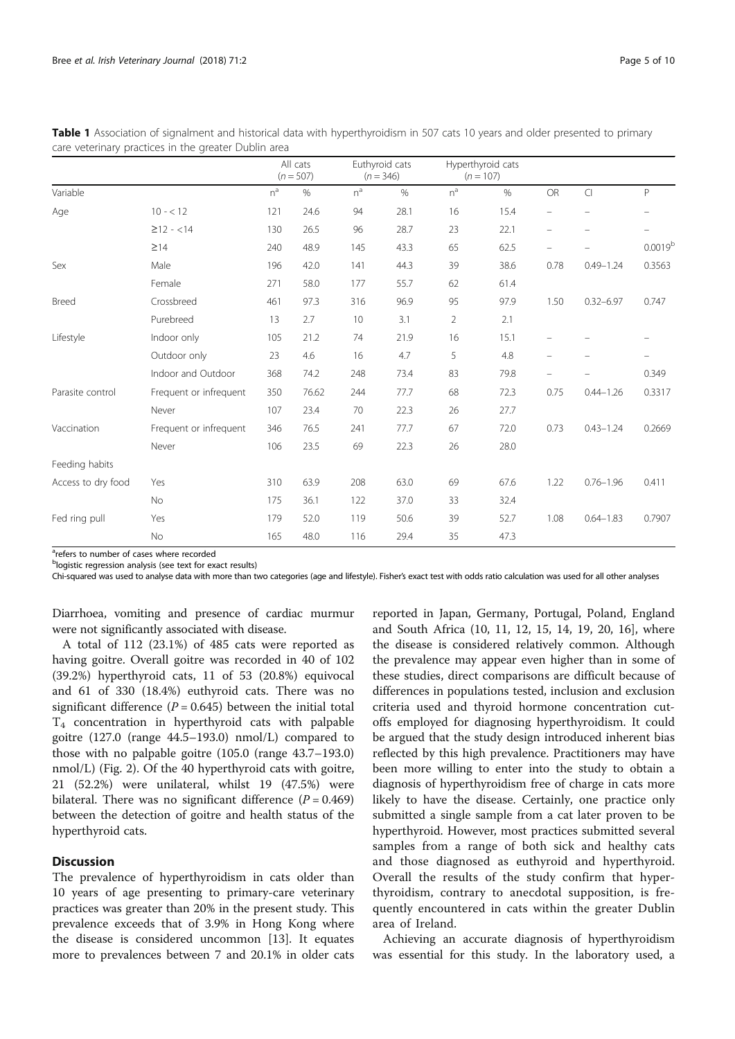**Table 1** Association of signalment and historical data with hyperthyroidism in 507 cats 10 years and older presented to primary care veterinary practices in the greater Dublin area

| | | All cats ($n = 507$) | | Euthyroid cats ($n = 346$) | | Hyperthyroid cats ($n = 107$) | | | | |
|---|---|---|---|---|---|---|---|---|---|---|
| Variable | | n[a] | % | n[a] | % | n[a] | % | OR | CI | P |
| Age | 10 - < 12 | 121 | 24.6 | 94 | 28.1 | 16 | 15.4 | – | – | – |
| | ≥12 - <14 | 130 | 26.5 | 96 | 28.7 | 23 | 22.1 | – | – | – |
| | ≥14 | 240 | 48.9 | 145 | 43.3 | 65 | 62.5 | – | – | 0.0019[b] |
| Sex | Male | 196 | 42.0 | 141 | 44.3 | 39 | 38.6 | 0.78 | 0.49–1.24 | 0.3563 |
| | Female | 271 | 58.0 | 177 | 55.7 | 62 | 61.4 | | | |
| Breed | Crossbreed | 461 | 97.3 | 316 | 96.9 | 95 | 97.9 | 1.50 | 0.32–6.97 | 0.747 |
| | Purebreed | 13 | 2.7 | 10 | 3.1 | 2 | 2.1 | | | |
| Lifestyle | Indoor only | 105 | 21.2 | 74 | 21.9 | 16 | 15.1 | – | – | – |
| | Outdoor only | 23 | 4.6 | 16 | 4.7 | 5 | 4.8 | – | – | – |
| | Indoor and Outdoor | 368 | 74.2 | 248 | 73.4 | 83 | 79.8 | – | – | 0.349 |
| Parasite control | Frequent or infrequent | 350 | 76.62 | 244 | 77.7 | 68 | 72.3 | 0.75 | 0.44–1.26 | 0.3317 |
| | Never | 107 | 23.4 | 70 | 22.3 | 26 | 27.7 | | | |
| Vaccination | Frequent or infrequent | 346 | 76.5 | 241 | 77.7 | 67 | 72.0 | 0.73 | 0.43–1.24 | 0.2669 |
| | Never | 106 | 23.5 | 69 | 22.3 | 26 | 28.0 | | | |
| Feeding habits | | | | | | | | | | |
| Access to dry food | Yes | 310 | 63.9 | 208 | 63.0 | 69 | 67.6 | 1.22 | 0.76–1.96 | 0.411 |
| | No | 175 | 36.1 | 122 | 37.0 | 33 | 32.4 | | | |
| Fed ring pull | Yes | 179 | 52.0 | 119 | 50.6 | 39 | 52.7 | 1.08 | 0.64–1.83 | 0.7907 |
| | No | 165 | 48.0 | 116 | 29.4 | 35 | 47.3 | | | |

[a]refers to number of cases where recorded
[b]logistic regression analysis (see text for exact results)
Chi-squared was used to analyse data with more than two categories (age and lifestyle). Fisher's exact test with odds ratio calculation was used for all other analyses

Diarrhoea, vomiting and presence of cardiac murmur were not significantly associated with disease.

A total of 112 (23.1%) of 485 cats were reported as having goitre. Overall goitre was recorded in 40 of 102 (39.2%) hyperthyroid cats, 11 of 53 (20.8%) equivocal and 61 of 330 (18.4%) euthyroid cats. There was no significant difference ($P = 0.645$) between the initial total $T_4$ concentration in hyperthyroid cats with palpable goitre (127.0 (range 44.5–193.0) nmol/L) compared to those with no palpable goitre (105.0 (range 43.7–193.0) nmol/L) (Fig. 2). Of the 40 hyperthyroid cats with goitre, 21 (52.2%) were unilateral, whilst 19 (47.5%) were bilateral. There was no significant difference ($P = 0.469$) between the detection of goitre and health status of the hyperthyroid cats.

## Discussion

The prevalence of hyperthyroidism in cats older than 10 years of age presenting to primary-care veterinary practices was greater than 20% in the present study. This prevalence exceeds that of 3.9% in Hong Kong where the disease is considered uncommon [13]. It equates more to prevalences between 7 and 20.1% in older cats reported in Japan, Germany, Portugal, Poland, England and South Africa (10, 11, 12, 15, 14, 19, 20, 16], where the disease is considered relatively common. Although the prevalence may appear even higher than in some of these studies, direct comparisons are difficult because of differences in populations tested, inclusion and exclusion criteria used and thyroid hormone concentration cut-offs employed for diagnosing hyperthyroidism. It could be argued that the study design introduced inherent bias reflected by this high prevalence. Practitioners may have been more willing to enter into the study to obtain a diagnosis of hyperthyroidism free of charge in cats more likely to have the disease. Certainly, one practice only submitted a single sample from a cat later proven to be hyperthyroid. However, most practices submitted several samples from a range of both sick and healthy cats and those diagnosed as euthyroid and hyperthyroid. Overall the results of the study confirm that hyperthyroidism, contrary to anecdotal supposition, is frequently encountered in cats within the greater Dublin area of Ireland.

Achieving an accurate diagnosis of hyperthyroidism was essential for this study. In the laboratory used, a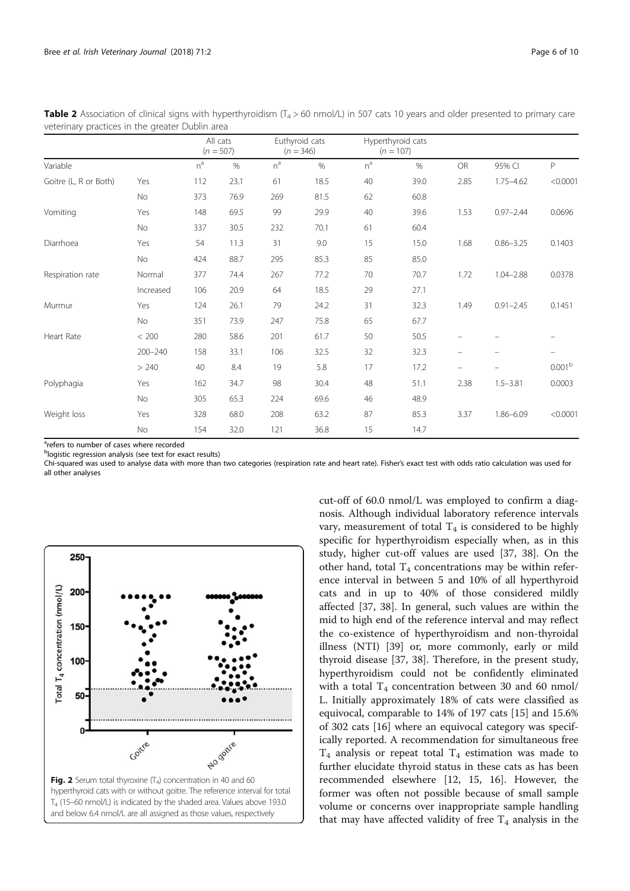**Table 2** Association of clinical signs with hyperthyroidism ($T_4$ > 60 nmol/L) in 507 cats 10 years and older presented to primary care veterinary practices in the greater Dublin area

| | | All cats ($n$ = 507) | | Euthyroid cats ($n$ = 346) | | Hyperthyroid cats ($n$ = 107) | | | | |
|---|---|---|---|---|---|---|---|---|---|---|
| Variable | | n[a] | % | n[a] | % | n[a] | % | OR | 95% CI | P |
| Goitre (L, R or Both) | Yes | 112 | 23.1 | 61 | 18.5 | 40 | 39.0 | 2.85 | 1.75–4.62 | <0.0001 |
| | No | 373 | 76.9 | 269 | 81.5 | 62 | 60.8 | | | |
| Vomiting | Yes | 148 | 69.5 | 99 | 29.9 | 40 | 39.6 | 1.53 | 0.97–2.44 | 0.0696 |
| | No | 337 | 30.5 | 232 | 70.1 | 61 | 60.4 | | | |
| Diarrhoea | Yes | 54 | 11.3 | 31 | 9.0 | 15 | 15.0 | 1.68 | 0.86–3.25 | 0.1403 |
| | No | 424 | 88.7 | 295 | 85.3 | 85 | 85.0 | | | |
| Respiration rate | Normal | 377 | 74.4 | 267 | 77.2 | 70 | 70.7 | 1.72 | 1.04–2.88 | 0.0378 |
| | Increased | 106 | 20.9 | 64 | 18.5 | 29 | 27.1 | | | |
| Murmur | Yes | 124 | 26.1 | 79 | 24.2 | 31 | 32.3 | 1.49 | 0.91–2.45 | 0.1451 |
| | No | 351 | 73.9 | 247 | 75.8 | 65 | 67.7 | | | |
| Heart Rate | < 200 | 280 | 58.6 | 201 | 61.7 | 50 | 50.5 | – | – | – |
| | 200–240 | 158 | 33.1 | 106 | 32.5 | 32 | 32.3 | – | – | – |
| | > 240 | 40 | 8.4 | 19 | 5.8 | 17 | 17.2 | – | – | 0.001[b] |
| Polyphagia | Yes | 162 | 34.7 | 98 | 30.4 | 48 | 51.1 | 2.38 | 1.5–3.81 | 0.0003 |
| | No | 305 | 65.3 | 224 | 69.6 | 46 | 48.9 | | | |
| Weight loss | Yes | 328 | 68.0 | 208 | 63.2 | 87 | 85.3 | 3.37 | 1.86–6.09 | <0.0001 |
| | No | 154 | 32.0 | 121 | 36.8 | 15 | 14.7 | | | |

[a]refers to number of cases where recorded
[b]logistic regression analysis (see text for exact results)
Chi-squared was used to analyse data with more than two categories (respiration rate and heart rate). Fisher's exact test with odds ratio calculation was used for all other analyses

**Fig. 2** Serum total thyroxine ($T_4$) concentration in 40 and 60 hyperthyroid cats with or without goitre. The reference interval for total $T_4$ (15–60 nmol/L) is indicated by the shaded area. Values above 193.0 and below 6.4 nmol/L are all assigned as those values, respectively

cut-off of 60.0 nmol/L was employed to confirm a diagnosis. Although individual laboratory reference intervals vary, measurement of total $T_4$ is considered to be highly specific for hyperthyroidism especially when, as in this study, higher cut-off values are used [37, 38]. On the other hand, total $T_4$ concentrations may be within reference interval in between 5 and 10% of all hyperthyroid cats and in up to 40% of those considered mildly affected [37, 38]. In general, such values are within the mid to high end of the reference interval and may reflect the co-existence of hyperthyroidism and non-thyroidal illness (NTI) [39] or, more commonly, early or mild thyroid disease [37, 38]. Therefore, in the present study, hyperthyroidism could not be confidently eliminated with a total $T_4$ concentration between 30 and 60 nmol/L. Initially approximately 18% of cats were classified as equivocal, comparable to 14% of 197 cats [15] and 15.6% of 302 cats [16] where an equivocal category was specifically reported. A recommendation for simultaneous free $T_4$ analysis or repeat total $T_4$ estimation was made to further elucidate thyroid status in these cats as has been recommended elsewhere [12, 15, 16]. However, the former was often not possible because of small sample volume or concerns over inappropriate sample handling that may have affected validity of free $T_4$ analysis in the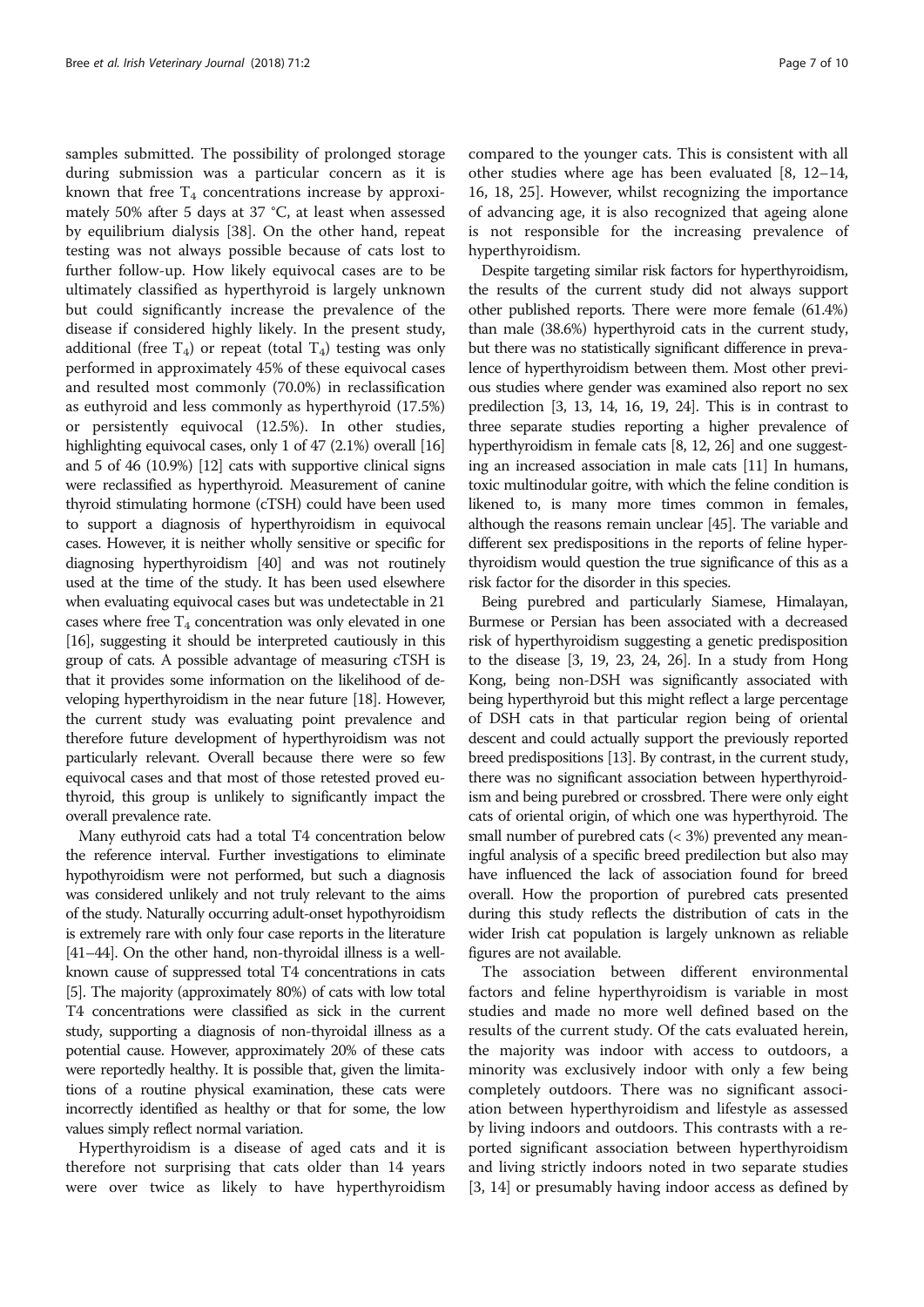samples submitted. The possibility of prolonged storage during submission was a particular concern as it is known that free $T_4$ concentrations increase by approximately 50% after 5 days at 37 °C, at least when assessed by equilibrium dialysis [38]. On the other hand, repeat testing was not always possible because of cats lost to further follow-up. How likely equivocal cases are to be ultimately classified as hyperthyroid is largely unknown but could significantly increase the prevalence of the disease if considered highly likely. In the present study, additional (free $T_4$) or repeat (total $T_4$) testing was only performed in approximately 45% of these equivocal cases and resulted most commonly (70.0%) in reclassification as euthyroid and less commonly as hyperthyroid (17.5%) or persistently equivocal (12.5%). In other studies, highlighting equivocal cases, only 1 of 47 (2.1%) overall [16] and 5 of 46 (10.9%) [12] cats with supportive clinical signs were reclassified as hyperthyroid. Measurement of canine thyroid stimulating hormone (cTSH) could have been used to support a diagnosis of hyperthyroidism in equivocal cases. However, it is neither wholly sensitive or specific for diagnosing hyperthyroidism [40] and was not routinely used at the time of the study. It has been used elsewhere when evaluating equivocal cases but was undetectable in 21 cases where free $T_4$ concentration was only elevated in one [16], suggesting it should be interpreted cautiously in this group of cats. A possible advantage of measuring cTSH is that it provides some information on the likelihood of developing hyperthyroidism in the near future [18]. However, the current study was evaluating point prevalence and therefore future development of hyperthyroidism was not particularly relevant. Overall because there were so few equivocal cases and that most of those retested proved euthyroid, this group is unlikely to significantly impact the overall prevalence rate.

Many euthyroid cats had a total T4 concentration below the reference interval. Further investigations to eliminate hypothyroidism were not performed, but such a diagnosis was considered unlikely and not truly relevant to the aims of the study. Naturally occurring adult-onset hypothyroidism is extremely rare with only four case reports in the literature [41–44]. On the other hand, non-thyroidal illness is a well-known cause of suppressed total T4 concentrations in cats [5]. The majority (approximately 80%) of cats with low total T4 concentrations were classified as sick in the current study, supporting a diagnosis of non-thyroidal illness as a potential cause. However, approximately 20% of these cats were reportedly healthy. It is possible that, given the limitations of a routine physical examination, these cats were incorrectly identified as healthy or that for some, the low values simply reflect normal variation.

Hyperthyroidism is a disease of aged cats and it is therefore not surprising that cats older than 14 years were over twice as likely to have hyperthyroidism compared to the younger cats. This is consistent with all other studies where age has been evaluated [8, 12–14, 16, 18, 25]. However, whilst recognizing the importance of advancing age, it is also recognized that ageing alone is not responsible for the increasing prevalence of hyperthyroidism.

Despite targeting similar risk factors for hyperthyroidism, the results of the current study did not always support other published reports. There were more female (61.4%) than male (38.6%) hyperthyroid cats in the current study, but there was no statistically significant difference in prevalence of hyperthyroidism between them. Most other previous studies where gender was examined also report no sex predilection [3, 13, 14, 16, 19, 24]. This is in contrast to three separate studies reporting a higher prevalence of hyperthyroidism in female cats [8, 12, 26] and one suggesting an increased association in male cats [11] In humans, toxic multinodular goitre, with which the feline condition is likened to, is many more times common in females, although the reasons remain unclear [45]. The variable and different sex predispositions in the reports of feline hyperthyroidism would question the true significance of this as a risk factor for the disorder in this species.

Being purebred and particularly Siamese, Himalayan, Burmese or Persian has been associated with a decreased risk of hyperthyroidism suggesting a genetic predisposition to the disease [3, 19, 23, 24, 26]. In a study from Hong Kong, being non-DSH was significantly associated with being hyperthyroid but this might reflect a large percentage of DSH cats in that particular region being of oriental descent and could actually support the previously reported breed predispositions [13]. By contrast, in the current study, there was no significant association between hyperthyroidism and being purebred or crossbred. There were only eight cats of oriental origin, of which one was hyperthyroid. The small number of purebred cats (< 3%) prevented any meaningful analysis of a specific breed predilection but also may have influenced the lack of association found for breed overall. How the proportion of purebred cats presented during this study reflects the distribution of cats in the wider Irish cat population is largely unknown as reliable figures are not available.

The association between different environmental factors and feline hyperthyroidism is variable in most studies and made no more well defined based on the results of the current study. Of the cats evaluated herein, the majority was indoor with access to outdoors, a minority was exclusively indoor with only a few being completely outdoors. There was no significant association between hyperthyroidism and lifestyle as assessed by living indoors and outdoors. This contrasts with a reported significant association between hyperthyroidism and living strictly indoors noted in two separate studies [3, 14] or presumably having indoor access as defined by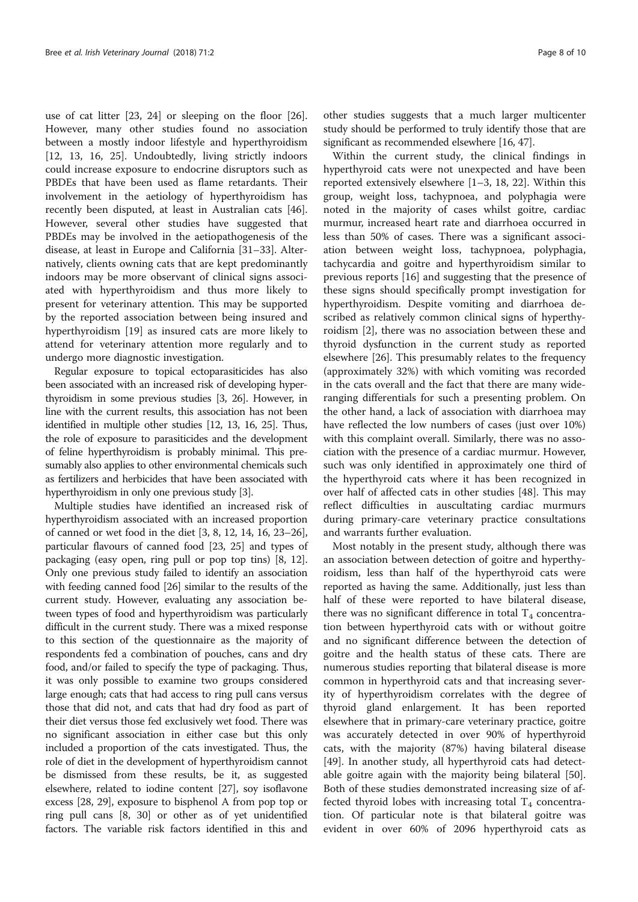use of cat litter [23, 24] or sleeping on the floor [26]. However, many other studies found no association between a mostly indoor lifestyle and hyperthyroidism [12, 13, 16, 25]. Undoubtedly, living strictly indoors could increase exposure to endocrine disruptors such as PBDEs that have been used as flame retardants. Their involvement in the aetiology of hyperthyroidism has recently been disputed, at least in Australian cats [46]. However, several other studies have suggested that PBDEs may be involved in the aetiopathogenesis of the disease, at least in Europe and California [31–33]. Alternatively, clients owning cats that are kept predominantly indoors may be more observant of clinical signs associated with hyperthyroidism and thus more likely to present for veterinary attention. This may be supported by the reported association between being insured and hyperthyroidism [19] as insured cats are more likely to attend for veterinary attention more regularly and to undergo more diagnostic investigation.

Regular exposure to topical ectoparasiticides has also been associated with an increased risk of developing hyperthyroidism in some previous studies [3, 26]. However, in line with the current results, this association has not been identified in multiple other studies [12, 13, 16, 25]. Thus, the role of exposure to parasiticides and the development of feline hyperthyroidism is probably minimal. This presumably also applies to other environmental chemicals such as fertilizers and herbicides that have been associated with hyperthyroidism in only one previous study [3].

Multiple studies have identified an increased risk of hyperthyroidism associated with an increased proportion of canned or wet food in the diet [3, 8, 12, 14, 16, 23–26], particular flavours of canned food [23, 25] and types of packaging (easy open, ring pull or pop top tins) [8, 12]. Only one previous study failed to identify an association with feeding canned food [26] similar to the results of the current study. However, evaluating any association between types of food and hyperthyroidism was particularly difficult in the current study. There was a mixed response to this section of the questionnaire as the majority of respondents fed a combination of pouches, cans and dry food, and/or failed to specify the type of packaging. Thus, it was only possible to examine two groups considered large enough; cats that had access to ring pull cans versus those that did not, and cats that had dry food as part of their diet versus those fed exclusively wet food. There was no significant association in either case but this only included a proportion of the cats investigated. Thus, the role of diet in the development of hyperthyroidism cannot be dismissed from these results, be it, as suggested elsewhere, related to iodine content [27], soy isoflavone excess [28, 29], exposure to bisphenol A from pop top or ring pull cans [8, 30] or other as of yet unidentified factors. The variable risk factors identified in this and other studies suggests that a much larger multicenter study should be performed to truly identify those that are significant as recommended elsewhere [16, 47].

Within the current study, the clinical findings in hyperthyroid cats were not unexpected and have been reported extensively elsewhere [1–3, 18, 22]. Within this group, weight loss, tachypnoea, and polyphagia were noted in the majority of cases whilst goitre, cardiac murmur, increased heart rate and diarrhoea occurred in less than 50% of cases. There was a significant association between weight loss, tachypnoea, polyphagia, tachycardia and goitre and hyperthyroidism similar to previous reports [16] and suggesting that the presence of these signs should specifically prompt investigation for hyperthyroidism. Despite vomiting and diarrhoea described as relatively common clinical signs of hyperthyroidism [2], there was no association between these and thyroid dysfunction in the current study as reported elsewhere [26]. This presumably relates to the frequency (approximately 32%) with which vomiting was recorded in the cats overall and the fact that there are many wide-ranging differentials for such a presenting problem. On the other hand, a lack of association with diarrhoea may have reflected the low numbers of cases (just over 10%) with this complaint overall. Similarly, there was no association with the presence of a cardiac murmur. However, such was only identified in approximately one third of the hyperthyroid cats where it has been recognized in over half of affected cats in other studies [48]. This may reflect difficulties in auscultating cardiac murmurs during primary-care veterinary practice consultations and warrants further evaluation.

Most notably in the present study, although there was an association between detection of goitre and hyperthyroidism, less than half of the hyperthyroid cats were reported as having the same. Additionally, just less than half of these were reported to have bilateral disease, there was no significant difference in total $T_4$ concentration between hyperthyroid cats with or without goitre and no significant difference between the detection of goitre and the health status of these cats. There are numerous studies reporting that bilateral disease is more common in hyperthyroid cats and that increasing severity of hyperthyroidism correlates with the degree of thyroid gland enlargement. It has been reported elsewhere that in primary-care veterinary practice, goitre was accurately detected in over 90% of hyperthyroid cats, with the majority (87%) having bilateral disease [49]. In another study, all hyperthyroid cats had detectable goitre again with the majority being bilateral [50]. Both of these studies demonstrated increasing size of affected thyroid lobes with increasing total $T_4$ concentration. Of particular note is that bilateral goitre was evident in over 60% of 2096 hyperthyroid cats as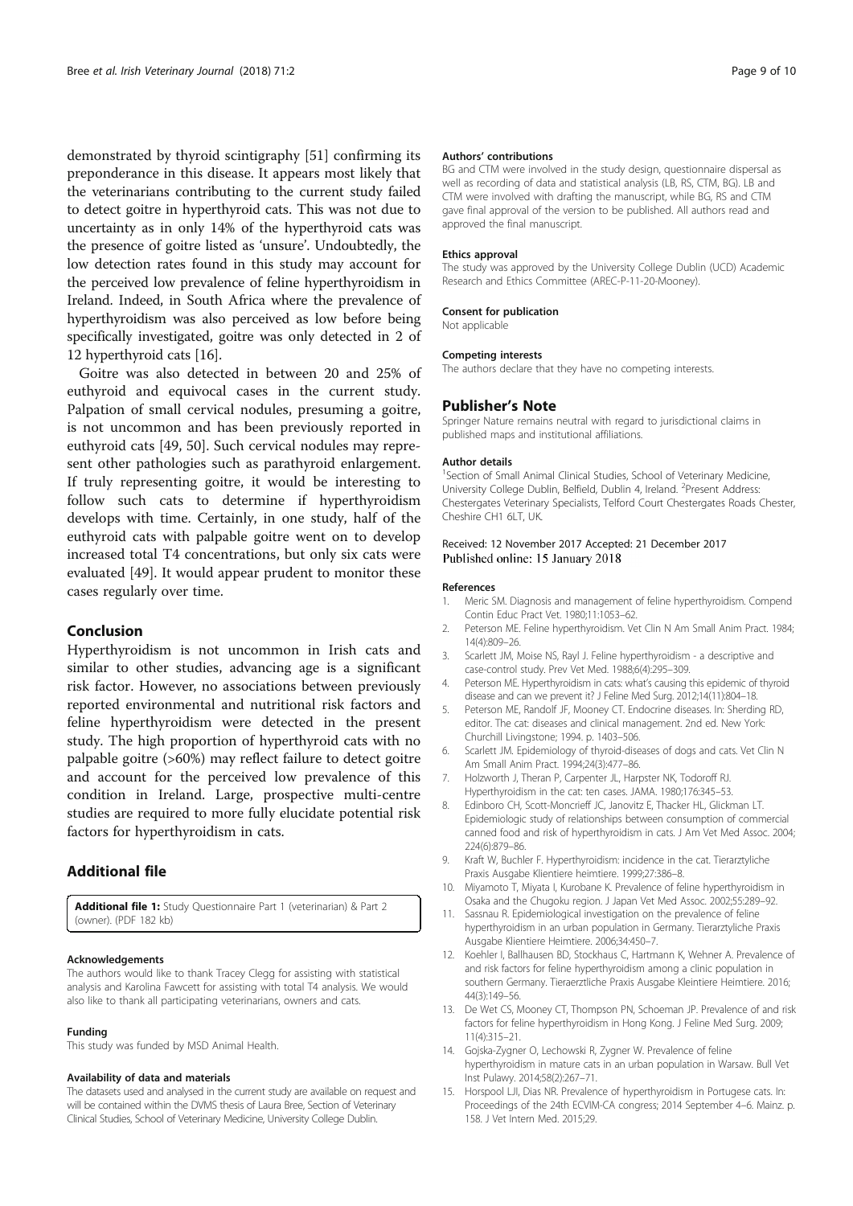demonstrated by thyroid scintigraphy [51] confirming its preponderance in this disease. It appears most likely that the veterinarians contributing to the current study failed to detect goitre in hyperthyroid cats. This was not due to uncertainty as in only 14% of the hyperthyroid cats was the presence of goitre listed as 'unsure'. Undoubtedly, the low detection rates found in this study may account for the perceived low prevalence of feline hyperthyroidism in Ireland. Indeed, in South Africa where the prevalence of hyperthyroidism was also perceived as low before being specifically investigated, goitre was only detected in 2 of 12 hyperthyroid cats [16].

Goitre was also detected in between 20 and 25% of euthyroid and equivocal cases in the current study. Palpation of small cervical nodules, presuming a goitre, is not uncommon and has been previously reported in euthyroid cats [49, 50]. Such cervical nodules may represent other pathologies such as parathyroid enlargement. If truly representing goitre, it would be interesting to follow such cats to determine if hyperthyroidism develops with time. Certainly, in one study, half of the euthyroid cats with palpable goitre went on to develop increased total T4 concentrations, but only six cats were evaluated [49]. It would appear prudent to monitor these cases regularly over time.

## Conclusion

Hyperthyroidism is not uncommon in Irish cats and similar to other studies, advancing age is a significant risk factor. However, no associations between previously reported environmental and nutritional risk factors and feline hyperthyroidism were detected in the present study. The high proportion of hyperthyroid cats with no palpable goitre (>60%) may reflect failure to detect goitre and account for the perceived low prevalence of this condition in Ireland. Large, prospective multi-centre studies are required to more fully elucidate potential risk factors for hyperthyroidism in cats.

## Additional file

**Additional file 1:** Study Questionnaire Part 1 (veterinarian) & Part 2 (owner). (PDF 182 kb)

#### Acknowledgements

The authors would like to thank Tracey Clegg for assisting with statistical analysis and Karolina Fawcett for assisting with total T4 analysis. We would also like to thank all participating veterinarians, owners and cats.

#### Funding

This study was funded by MSD Animal Health.

#### Availability of data and materials

The datasets used and analysed in the current study are available on request and will be contained within the DVMS thesis of Laura Bree, Section of Veterinary Clinical Studies, School of Veterinary Medicine, University College Dublin.

#### Authors' contributions

BG and CTM were involved in the study design, questionnaire dispersal as well as recording of data and statistical analysis (LB, RS, CTM, BG). LB and CTM were involved with drafting the manuscript, while BG, RS and CTM gave final approval of the version to be published. All authors read and approved the final manuscript.

#### Ethics approval

The study was approved by the University College Dublin (UCD) Academic Research and Ethics Committee (AREC-P-11-20-Mooney).

#### Consent for publication

Not applicable

#### Competing interests

The authors declare that they have no competing interests.

## Publisher's Note

Springer Nature remains neutral with regard to jurisdictional claims in published maps and institutional affiliations.

#### Author details

[1]Section of Small Animal Clinical Studies, School of Veterinary Medicine, University College Dublin, Belfield, Dublin 4, Ireland. [2]Present Address: Chestergates Veterinary Specialists, Telford Court Chestergates Roads Chester, Cheshire CH1 6LT, UK.

Received: 12 November 2017 Accepted: 21 December 2017
Published online: 15 January 2018

#### References

1. Meric SM. Diagnosis and management of feline hyperthyroidism. Compend Contin Educ Pract Vet. 1980;11:1053–62.
2. Peterson ME. Feline hyperthyroidism. Vet Clin N Am Small Anim Pract. 1984; 14(4):809–26.
3. Scarlett JM, Moise NS, Rayl J. Feline hyperthyroidism - a descriptive and case-control study. Prev Vet Med. 1988;6(4):295–309.
4. Peterson ME. Hyperthyroidism in cats: what's causing this epidemic of thyroid disease and can we prevent it? J Feline Med Surg. 2012;14(11):804–18.
5. Peterson ME, Randolf JF, Mooney CT. Endocrine diseases. In: Sherding RD, editor. The cat: diseases and clinical management. 2nd ed. New York: Churchill Livingstone; 1994. p. 1403–506.
6. Scarlett JM. Epidemiology of thyroid-diseases of dogs and cats. Vet Clin N Am Small Anim Pract. 1994;24(3):477–86.
7. Holzworth J, Theran P, Carpenter JL, Harpster NK, Todoroff RJ. Hyperthyroidism in the cat: ten cases. JAMA. 1980;176:345–53.
8. Edinboro CH, Scott-Moncrieff JC, Janovitz E, Thacker HL, Glickman LT. Epidemiologic study of relationships between consumption of commercial canned food and risk of hyperthyroidism in cats. J Am Vet Med Assoc. 2004; 224(6):879–86.
9. Kraft W, Buchler F. Hyperthyroidism: incidence in the cat. Tierarztyliche Praxis Ausgabe Klientiere heimtiere. 1999;27:386–8.
10. Miyamoto T, Miyata I, Kurobane K. Prevalence of feline hyperthyroidism in Osaka and the Chugoku region. J Japan Vet Med Assoc. 2002;55:289–92.
11. Sassnau R. Epidemiological investigation on the prevalence of feline hyperthyroidism in an urban population in Germany. Tierarztyliche Praxis Ausgabe Klientiere Heimtiere. 2006;34:450–7.
12. Koehler I, Ballhausen BD, Stockhaus C, Hartmann K, Wehner A. Prevalence of and risk factors for feline hyperthyroidism among a clinic population in southern Germany. Tieraerztliche Praxis Ausgabe Kleintiere Heimtiere. 2016; 44(3):149–56.
13. De Wet CS, Mooney CT, Thompson PN, Schoeman JP. Prevalence of and risk factors for feline hyperthyroidism in Hong Kong. J Feline Med Surg. 2009; 11(4):315–21.
14. Gojska-Zygner O, Lechowski R, Zygner W. Prevalence of feline hyperthyroidism in mature cats in an urban population in Warsaw. Bull Vet Inst Pulawy. 2014;58(2):267–71.
15. Horspool LJI, Dias NR. Prevalence of hyperthyroidism in Portugese cats. In: Proceedings of the 24th ECVIM-CA congress; 2014 September 4–6. Mainz. p. 158. J Vet Intern Med. 2015;29.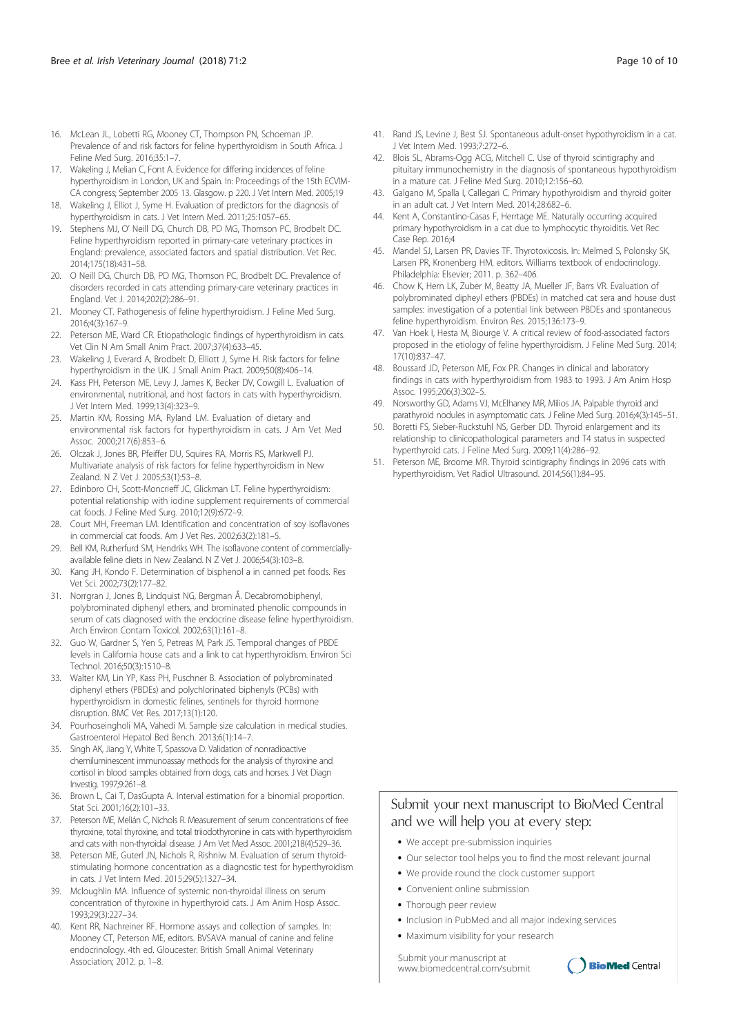16. McLean JL, Lobetti RG, Mooney CT, Thompson PN, Schoeman JP. Prevalence of and risk factors for feline hyperthyroidism in South Africa. J Feline Med Surg. 2016;35:1–7.
17. Wakeling J, Melian C, Font A. Evidence for differing incidences of feline hyperthyroidism in London, UK and Spain. In: Proceedings of the 15th ECVIM-CA congress; September 2005 13. Glasgow. p 220. J Vet Intern Med. 2005;19
18. Wakeling J, Elliot J, Syme H. Evaluation of predictors for the diagnosis of hyperthyroidism in cats. J Vet Intern Med. 2011;25:1057–65.
19. Stephens MJ, O' Neill DG, Church DB, PD MG, Thomson PC, Brodbelt DC. Feline hyperthyroidism reported in primary-care veterinary practices in England: prevalence, associated factors and spatial distribution. Vet Rec. 2014;175(18):431–58.
20. O Neill DG, Church DB, PD MG, Thomson PC, Brodbelt DC. Prevalence of disorders recorded in cats attending primary-care veterinary practices in England. Vet J. 2014;202(2):286–91.
21. Mooney CT. Pathogenesis of feline hyperthyroidism. J Feline Med Surg. 2016;4(3):167–9.
22. Peterson ME, Ward CR. Etiopathologic findings of hyperthyroidism in cats. Vet Clin N Am Small Anim Pract. 2007;37(4):633–45.
23. Wakeling J, Everard A, Brodbelt D, Elliott J, Syme H. Risk factors for feline hyperthyroidism in the UK. J Small Anim Pract. 2009;50(8):406–14.
24. Kass PH, Peterson ME, Levy J, James K, Becker DV, Cowgill L. Evaluation of environmental, nutritional, and host factors in cats with hyperthyroidism. J Vet Intern Med. 1999;13(4):323–9.
25. Martin KM, Rossing MA, Ryland LM. Evaluation of dietary and environmental risk factors for hyperthyroidism in cats. J Am Vet Med Assoc. 2000;217(6):853–6.
26. Olczak J, Jones BR, Pfeiffer DU, Squires RA, Morris RS, Markwell PJ. Multivariate analysis of risk factors for feline hyperthyroidism in New Zealand. N Z Vet J. 2005;53(1):53–8.
27. Edinboro CH, Scott-Moncrieff JC, Glickman LT. Feline hyperthyroidism: potential relationship with iodine supplement requirements of commercial cat foods. J Feline Med Surg. 2010;12(9):672–9.
28. Court MH, Freeman LM. Identification and concentration of soy isoflavones in commercial cat foods. Am J Vet Res. 2002;63(2):181–5.
29. Bell KM, Rutherfurd SM, Hendriks WH. The isoflavone content of commercially-available feline diets in New Zealand. N Z Vet J. 2006;54(3):103–8.
30. Kang JH, Kondo F. Determination of bisphenol a in canned pet foods. Res Vet Sci. 2002;73(2):177–82.
31. Norrgran J, Jones B, Lindquist NG, Bergman Å. Decabromobiphenyl, polybrominated diphenyl ethers, and brominated phenolic compounds in serum of cats diagnosed with the endocrine disease feline hyperthyroidism. Arch Environ Contam Toxicol. 2002;63(1):161–8.
32. Guo W, Gardner S, Yen S, Petreas M, Park JS. Temporal changes of PBDE levels in California house cats and a link to cat hyperthyroidism. Environ Sci Technol. 2016;50(3):1510–8.
33. Walter KM, Lin YP, Kass PH, Puschner B. Association of polybrominated diphenyl ethers (PBDEs) and polychlorinated biphenyls (PCBs) with hyperthyroidism in domestic felines, sentinels for thyroid hormone disruption. BMC Vet Res. 2017;13(1):120.
34. Pourhoseingholi MA, Vahedi M. Sample size calculation in medical studies. Gastroenterol Hepatol Bed Bench. 2013;6(1):14–7.
35. Singh AK, Jiang Y, White T, Spassova D. Validation of nonradioactive chemiluminescent immunoassay methods for the analysis of thyroxine and cortisol in blood samples obtained from dogs, cats and horses. J Vet Diagn Investig. 1997;9:261–8.
36. Brown L, Cai T, DasGupta A. Interval estimation for a binomial proportion. Stat Sci. 2001;16(2):101–33.
37. Peterson ME, Melián C, Nichols R. Measurement of serum concentrations of free thyroxine, total thyroxine, and total triiodothyronine in cats with hyperthyroidism and cats with non-thyroidal disease. J Am Vet Med Assoc. 2001;218(4):529–36.
38. Peterson ME, Guterl JN, Nichols R, Rishniw M. Evaluation of serum thyroid-stimulating hormone concentration as a diagnostic test for hyperthyroidism in cats. J Vet Intern Med. 2015;29(5):1327–34.
39. Mcloughlin MA. Influence of systemic non-thyroidal illness on serum concentration of thyroxine in hyperthyroid cats. J Am Anim Hosp Assoc. 1993;29(3):227–34.
40. Kent RR, Nachreiner RF. Hormone assays and collection of samples. In: Mooney CT, Peterson ME, editors. BVSAVA manual of canine and feline endocrinology. 4th ed. Gloucester: British Small Animal Veterinary Association; 2012. p. 1–8.
41. Rand JS, Levine J, Best SJ. Spontaneous adult-onset hypothyroidism in a cat. J Vet Intern Med. 1993;7:272–6.
42. Blois SL, Abrams-Ogg ACG, Mitchell C. Use of thyroid scintigraphy and pituitary immunochemistry in the diagnosis of spontaneous hypothyroidism in a mature cat. J Feline Med Surg. 2010;12:156–60.
43. Galgano M, Spalla I, Callegari C. Primary hypothyroidism and thyroid goiter in an adult cat. J Vet Intern Med. 2014;28:682–6.
44. Kent A, Constantino-Casas F, Herrtage ME. Naturally occurring acquired primary hypothyroidism in a cat due to lymphocytic thyroiditis. Vet Rec Case Rep. 2016;4
45. Mandel SJ, Larsen PR, Davies TF. Thyrotoxicosis. In: Melmed S, Polonsky SK, Larsen PR, Kronenberg HM, editors. Williams textbook of endocrinology. Philadelphia: Elsevier; 2011. p. 362–406.
46. Chow K, Hern LK, Zuber M, Beatty JA, Mueller JF, Barrs VR. Evaluation of polybrominated diphenyl ethers (PBDEs) in matched cat sera and house dust samples: investigation of a potential link between PBDEs and spontaneous feline hyperthyroidism. Environ Res. 2015;136:173–9.
47. Van Hoek I, Hesta M, Biourge V. A critical review of food-associated factors proposed in the etiology of feline hyperthyroidism. J Feline Med Surg. 2014; 17(10):837–47.
48. Boussard JD, Peterson ME, Fox PR. Changes in clinical and laboratory findings in cats with hyperthyroidism from 1983 to 1993. J Am Anim Hosp Assoc. 1995;206(3):302–5.
49. Norsworthy GD, Adams VJ, McElhaney MR, Milios JA. Palpable thyroid and parathyroid nodules in asymptomatic cats. J Feline Med Surg. 2016;4(3):145–51.
50. Boretti FS, Sieber-Ruckstuhl NS, Gerber DD. Thyroid enlargement and its relationship to clinicopathological parameters and T4 status in suspected hyperthyroid cats. J Feline Med Surg. 2009;11(4):286–92.
51. Peterson ME, Broome MR. Thyroid scintigraphy findings in 2096 cats with hyperthyroidism. Vet Radiol Ultrasound. 2014;56(1):84–95.

Submit your next manuscript to BioMed Central and we will help you at every step:

- We accept pre-submission inquiries
- Our selector tool helps you to find the most relevant journal
- We provide round the clock customer support
- Convenient online submission
- Thorough peer review
- Inclusion in PubMed and all major indexing services
- Maximum visibility for your research

Submit your manuscript at www.biomedcentral.com/submit